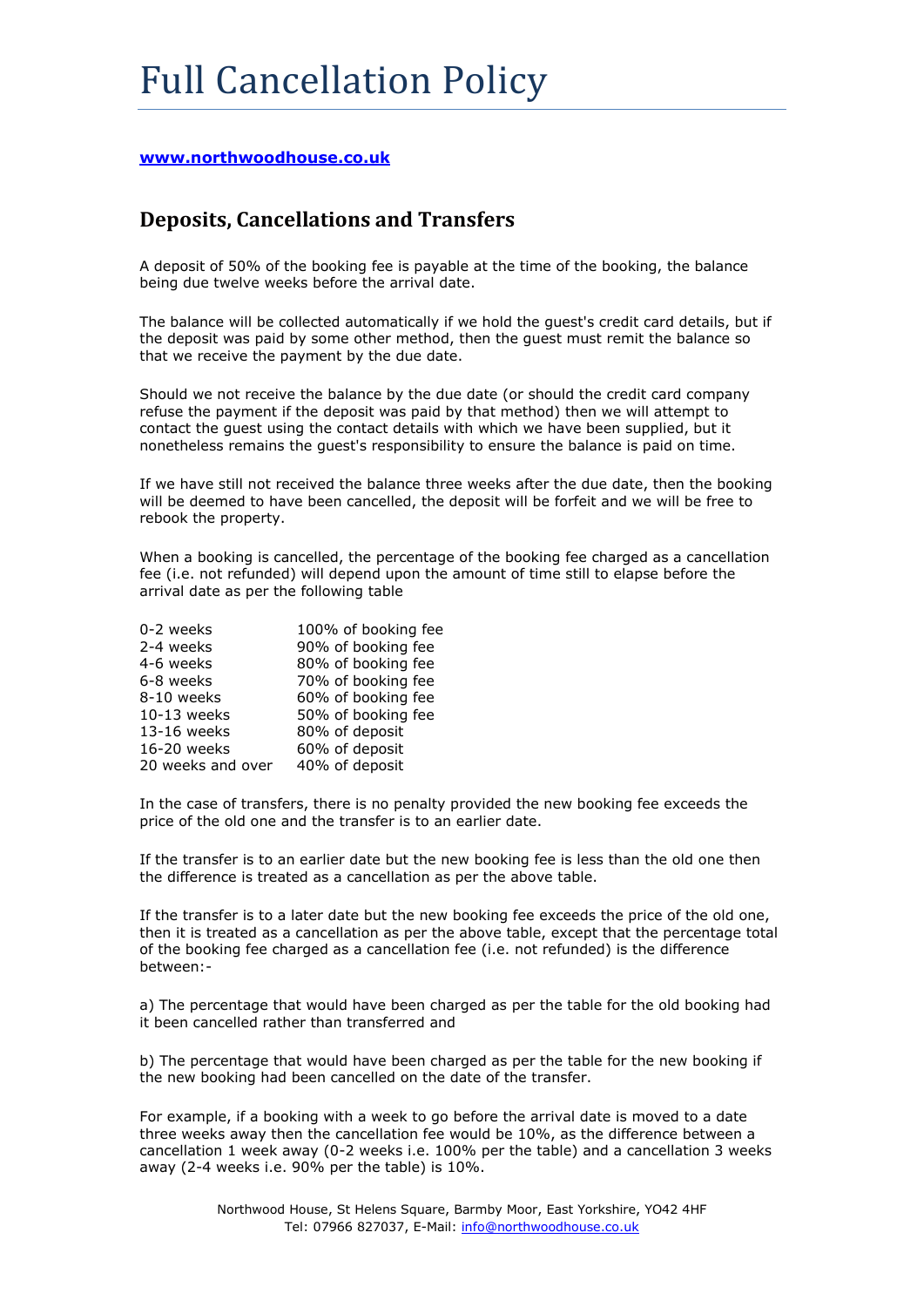# Full Cancellation Policy

**[www.northwoodhouse.co.uk](http://www.northwoodhouse.co.uk)**

## Deposits, Cancellations and Transfers

A deposit of 50% of the booking fee is payable at the time of the booking, the balance being due twelve weeks before the arrival date.

The balance will be collected automatically if we hold the guest's credit card details, but if the deposit was paid by some other method, then the guest must remit the balance so that we receive the payment by the due date.

Should we not receive the balance by the due date (or should the credit card company refuse the payment if the deposit was paid by that method) then we will attempt to contact the guest using the contact details with which we have been supplied, but it nonetheless remains the guest's responsibility to ensure the balance is paid on time.

If we have still not received the balance three weeks after the due date, then the booking will be deemed to have been cancelled, the deposit will be forfeit and we will be free to rebook the property.

When a booking is cancelled, the percentage of the booking fee charged as a cancellation fee (i.e. not refunded) will depend upon the amount of time still to elapse before the arrival date as per the following table

| | |
|---|---|
| 0-2 weeks | 100% of booking fee |
| 2-4 weeks | 90% of booking fee |
| 4-6 weeks | 80% of booking fee |
| 6-8 weeks | 70% of booking fee |
| 8-10 weeks | 60% of booking fee |
| 10-13 weeks | 50% of booking fee |
| 13-16 weeks | 80% of deposit |
| 16-20 weeks | 60% of deposit |
| 20 weeks and over | 40% of deposit |

In the case of transfers, there is no penalty provided the new booking fee exceeds the price of the old one and the transfer is to an earlier date.

If the transfer is to an earlier date but the new booking fee is less than the old one then the difference is treated as a cancellation as per the above table.

If the transfer is to a later date but the new booking fee exceeds the price of the old one, then it is treated as a cancellation as per the above table, except that the percentage total of the booking fee charged as a cancellation fee (i.e. not refunded) is the difference between:-

a) The percentage that would have been charged as per the table for the old booking had it been cancelled rather than transferred and

b) The percentage that would have been charged as per the table for the new booking if the new booking had been cancelled on the date of the transfer.

For example, if a booking with a week to go before the arrival date is moved to a date three weeks away then the cancellation fee would be 10%, as the difference between a cancellation 1 week away (0-2 weeks i.e. 100% per the table) and a cancellation 3 weeks away (2-4 weeks i.e. 90% per the table) is 10%.

Northwood House, St Helens Square, Barmby Moor, East Yorkshire, YO42 4HF
Tel: 07966 827037, E-Mail: [info@northwoodhouse.co.uk](mailto:info@northwoodhouse.co.uk)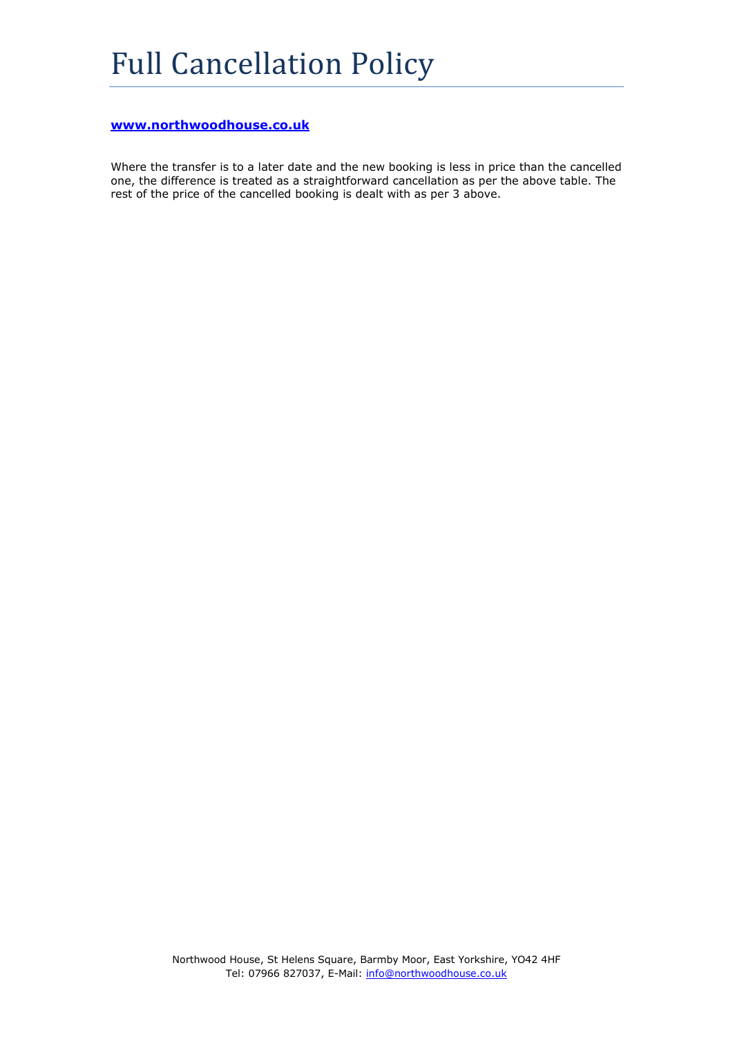# Full Cancellation Policy

**[www.northwoodhouse.co.uk](http://www.northwoodhouse.co.uk)**

Where the transfer is to a later date and the new booking is less in price than the cancelled one, the difference is treated as a straightforward cancellation as per the above table. The rest of the price of the cancelled booking is dealt with as per 3 above.

Northwood House, St Helens Square, Barmby Moor, East Yorkshire, YO42 4HF
Tel: 07966 827037, E-Mail: info@northwoodhouse.co.uk